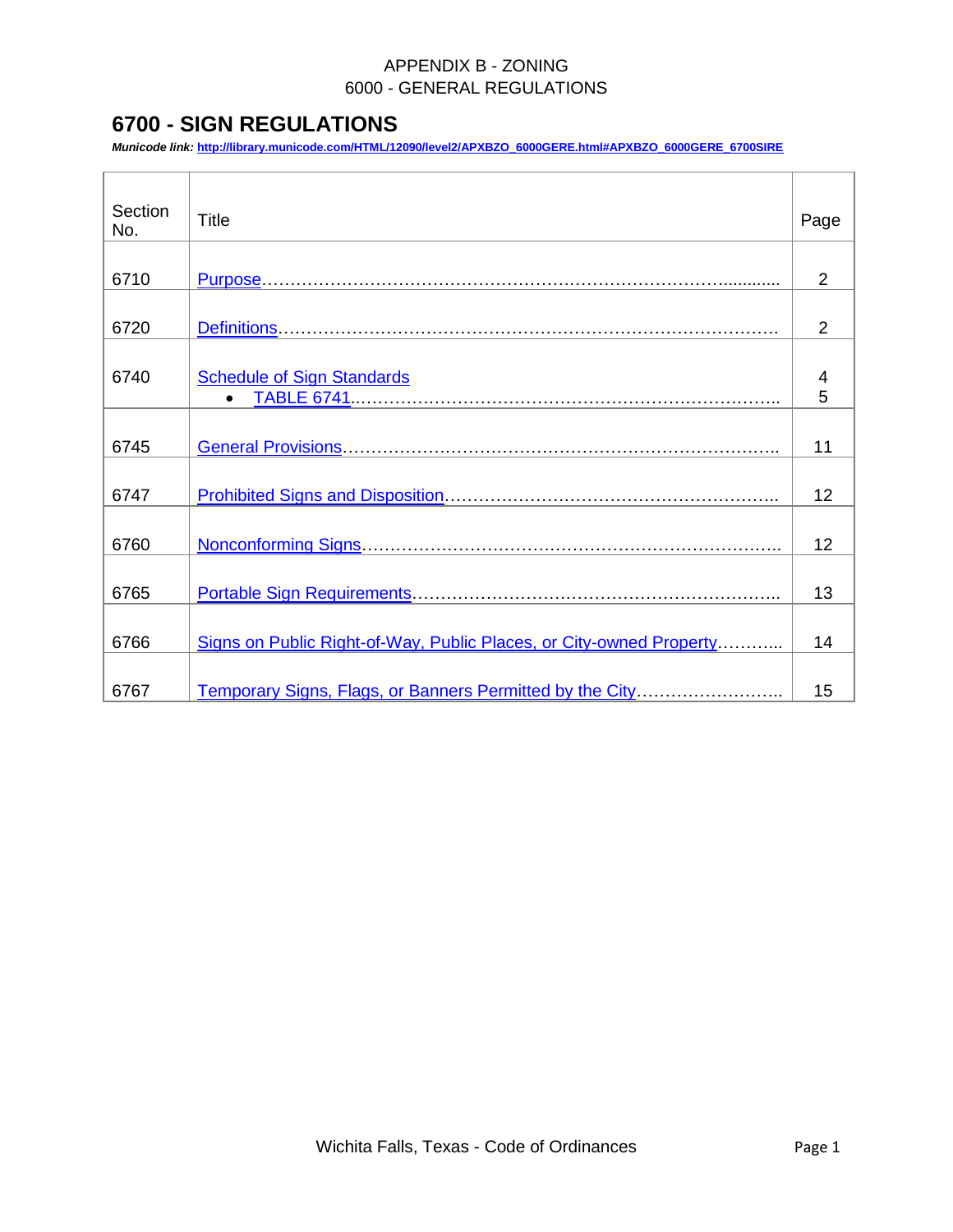APPENDIX B - ZONING
6000 - GENERAL REGULATIONS

# 6700 - SIGN REGULATIONS

***Municode link:* http://library.municode.com/HTML/12090/level2/APXBZO_6000GERE.html#APXBZO_6000GERE_6700SIRE**

| Section No. | Title | Page |
|---|---|---|
| 6710 | Purpose………………………………………………………………………........... | 2 |
| 6720 | Definitions……………………………………………………………………………. | 2 |
| 6740 | Schedule of Sign Standards<br>• TABLE 6741………………………………………………………………….. | 4<br>5 |
| 6745 | General Provisions………………………………………………………………….. | 11 |
| 6747 | Prohibited Signs and Disposition………………………………………………….. | 12 |
| 6760 | Nonconforming Signs……………………………………………………………….. | 12 |
| 6765 | Portable Sign Requirements……………………………………………………….. | 13 |
| 6766 | Signs on Public Right-of-Way, Public Places, or City-owned Property……….. | 14 |
| 6767 | Temporary Signs, Flags, or Banners Permitted by the City…………………….. | 15 |

Wichita Falls, Texas - Code of Ordinances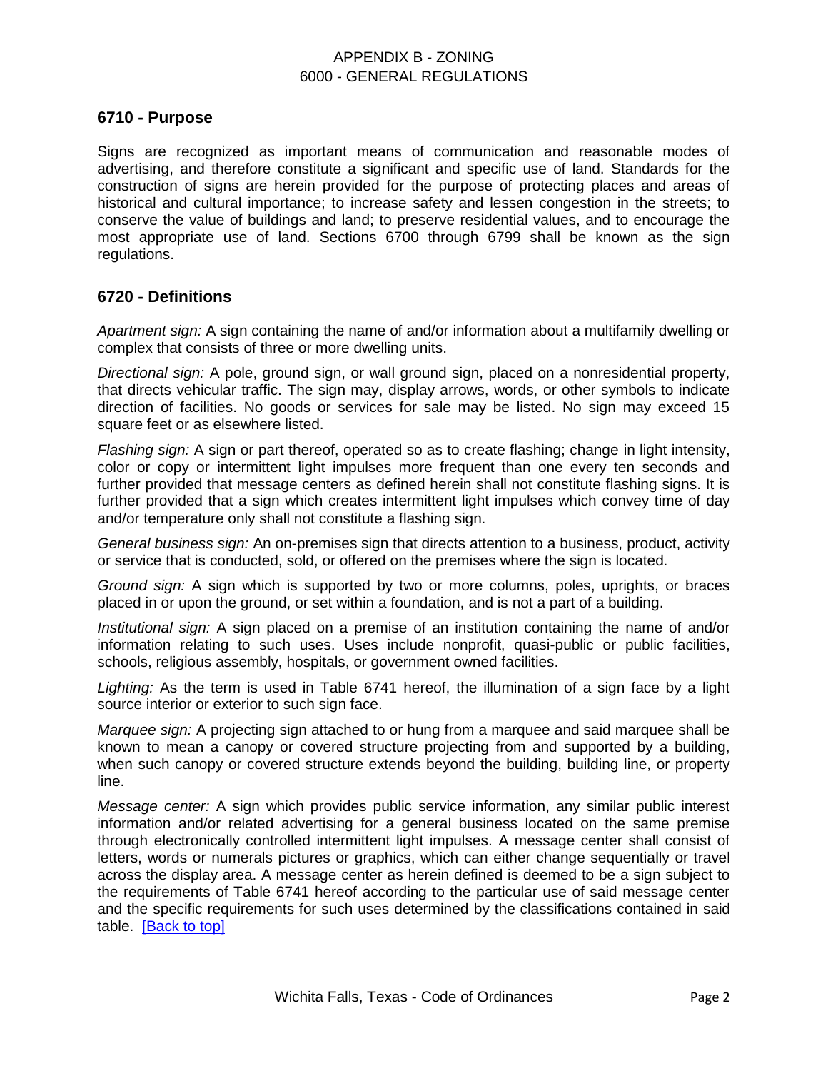## 6710 - Purpose

Signs are recognized as important means of communication and reasonable modes of advertising, and therefore constitute a significant and specific use of land. Standards for the construction of signs are herein provided for the purpose of protecting places and areas of historical and cultural importance; to increase safety and lessen congestion in the streets; to conserve the value of buildings and land; to preserve residential values, and to encourage the most appropriate use of land. Sections 6700 through 6799 shall be known as the sign regulations.

## 6720 - Definitions

*Apartment sign:* A sign containing the name of and/or information about a multifamily dwelling or complex that consists of three or more dwelling units.

*Directional sign:* A pole, ground sign, or wall ground sign, placed on a nonresidential property, that directs vehicular traffic. The sign may, display arrows, words, or other symbols to indicate direction of facilities. No goods or services for sale may be listed. No sign may exceed 15 square feet or as elsewhere listed.

*Flashing sign:* A sign or part thereof, operated so as to create flashing; change in light intensity, color or copy or intermittent light impulses more frequent than one every ten seconds and further provided that message centers as defined herein shall not constitute flashing signs. It is further provided that a sign which creates intermittent light impulses which convey time of day and/or temperature only shall not constitute a flashing sign.

*General business sign:* An on-premises sign that directs attention to a business, product, activity or service that is conducted, sold, or offered on the premises where the sign is located.

*Ground sign:* A sign which is supported by two or more columns, poles, uprights, or braces placed in or upon the ground, or set within a foundation, and is not a part of a building.

*Institutional sign:* A sign placed on a premise of an institution containing the name of and/or information relating to such uses. Uses include nonprofit, quasi-public or public facilities, schools, religious assembly, hospitals, or government owned facilities.

*Lighting:* As the term is used in Table 6741 hereof, the illumination of a sign face by a light source interior or exterior to such sign face.

*Marquee sign:* A projecting sign attached to or hung from a marquee and said marquee shall be known to mean a canopy or covered structure projecting from and supported by a building, when such canopy or covered structure extends beyond the building, building line, or property line.

*Message center:* A sign which provides public service information, any similar public interest information and/or related advertising for a general business located on the same premise through electronically controlled intermittent light impulses. A message center shall consist of letters, words or numerals pictures or graphics, which can either change sequentially or travel across the display area. A message center as herein defined is deemed to be a sign subject to the requirements of Table 6741 hereof according to the particular use of said message center and the specific requirements for such uses determined by the classifications contained in said table. [Back to top]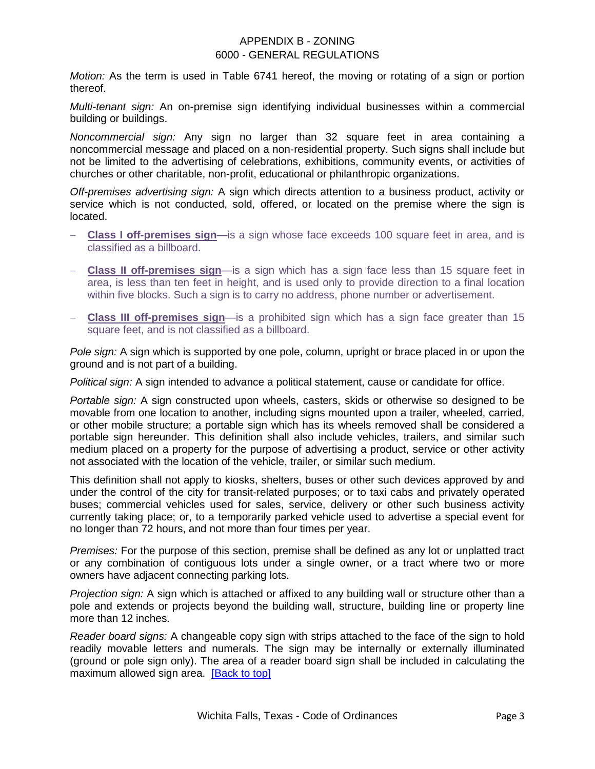*Motion:* As the term is used in Table 6741 hereof, the moving or rotating of a sign or portion thereof.

*Multi-tenant sign:* An on-premise sign identifying individual businesses within a commercial building or buildings.

*Noncommercial sign:* Any sign no larger than 32 square feet in area containing a noncommercial message and placed on a non-residential property. Such signs shall include but not be limited to the advertising of celebrations, exhibitions, community events, or activities of churches or other charitable, non-profit, educational or philanthropic organizations.

*Off-premises advertising sign:* A sign which directs attention to a business product, activity or service which is not conducted, sold, offered, or located on the premise where the sign is located.

- **Class I off-premises sign**—is a sign whose face exceeds 100 square feet in area, and is classified as a billboard.
- **Class II off-premises sign**—is a sign which has a sign face less than 15 square feet in area, is less than ten feet in height, and is used only to provide direction to a final location within five blocks. Such a sign is to carry no address, phone number or advertisement.
- **Class III off-premises sign**—is a prohibited sign which has a sign face greater than 15 square feet, and is not classified as a billboard.

*Pole sign:* A sign which is supported by one pole, column, upright or brace placed in or upon the ground and is not part of a building.

*Political sign:* A sign intended to advance a political statement, cause or candidate for office.

*Portable sign:* A sign constructed upon wheels, casters, skids or otherwise so designed to be movable from one location to another, including signs mounted upon a trailer, wheeled, carried, or other mobile structure; a portable sign which has its wheels removed shall be considered a portable sign hereunder. This definition shall also include vehicles, trailers, and similar such medium placed on a property for the purpose of advertising a product, service or other activity not associated with the location of the vehicle, trailer, or similar such medium.

This definition shall not apply to kiosks, shelters, buses or other such devices approved by and under the control of the city for transit-related purposes; or to taxi cabs and privately operated buses; commercial vehicles used for sales, service, delivery or other such business activity currently taking place; or, to a temporarily parked vehicle used to advertise a special event for no longer than 72 hours, and not more than four times per year.

*Premises:* For the purpose of this section, premise shall be defined as any lot or unplatted tract or any combination of contiguous lots under a single owner, or a tract where two or more owners have adjacent connecting parking lots.

*Projection sign:* A sign which is attached or affixed to any building wall or structure other than a pole and extends or projects beyond the building wall, structure, building line or property line more than 12 inches.

*Reader board signs:* A changeable copy sign with strips attached to the face of the sign to hold readily movable letters and numerals. The sign may be internally or externally illuminated (ground or pole sign only). The area of a reader board sign shall be included in calculating the maximum allowed sign area. [Back to top]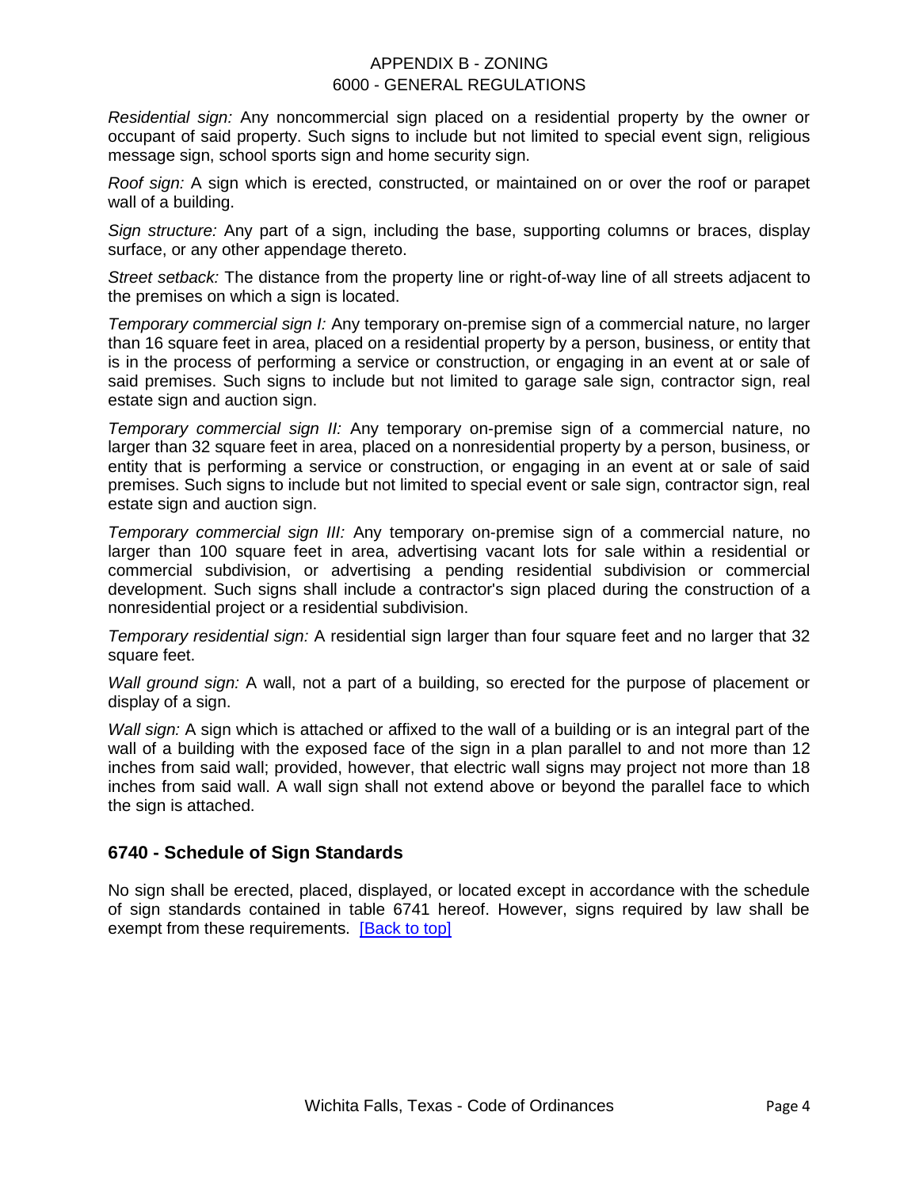*Residential sign:* Any noncommercial sign placed on a residential property by the owner or occupant of said property. Such signs to include but not limited to special event sign, religious message sign, school sports sign and home security sign.

*Roof sign:* A sign which is erected, constructed, or maintained on or over the roof or parapet wall of a building.

*Sign structure:* Any part of a sign, including the base, supporting columns or braces, display surface, or any other appendage thereto.

*Street setback:* The distance from the property line or right-of-way line of all streets adjacent to the premises on which a sign is located.

*Temporary commercial sign I:* Any temporary on-premise sign of a commercial nature, no larger than 16 square feet in area, placed on a residential property by a person, business, or entity that is in the process of performing a service or construction, or engaging in an event at or sale of said premises. Such signs to include but not limited to garage sale sign, contractor sign, real estate sign and auction sign.

*Temporary commercial sign II:* Any temporary on-premise sign of a commercial nature, no larger than 32 square feet in area, placed on a nonresidential property by a person, business, or entity that is performing a service or construction, or engaging in an event at or sale of said premises. Such signs to include but not limited to special event or sale sign, contractor sign, real estate sign and auction sign.

*Temporary commercial sign III:* Any temporary on-premise sign of a commercial nature, no larger than 100 square feet in area, advertising vacant lots for sale within a residential or commercial subdivision, or advertising a pending residential subdivision or commercial development. Such signs shall include a contractor's sign placed during the construction of a nonresidential project or a residential subdivision.

*Temporary residential sign:* A residential sign larger than four square feet and no larger that 32 square feet.

*Wall ground sign:* A wall, not a part of a building, so erected for the purpose of placement or display of a sign.

*Wall sign:* A sign which is attached or affixed to the wall of a building or is an integral part of the wall of a building with the exposed face of the sign in a plan parallel to and not more than 12 inches from said wall; provided, however, that electric wall signs may project not more than 18 inches from said wall. A wall sign shall not extend above or beyond the parallel face to which the sign is attached.

## 6740 - Schedule of Sign Standards

No sign shall be erected, placed, displayed, or located except in accordance with the schedule of sign standards contained in table 6741 hereof. However, signs required by law shall be exempt from these requirements. [Back to top]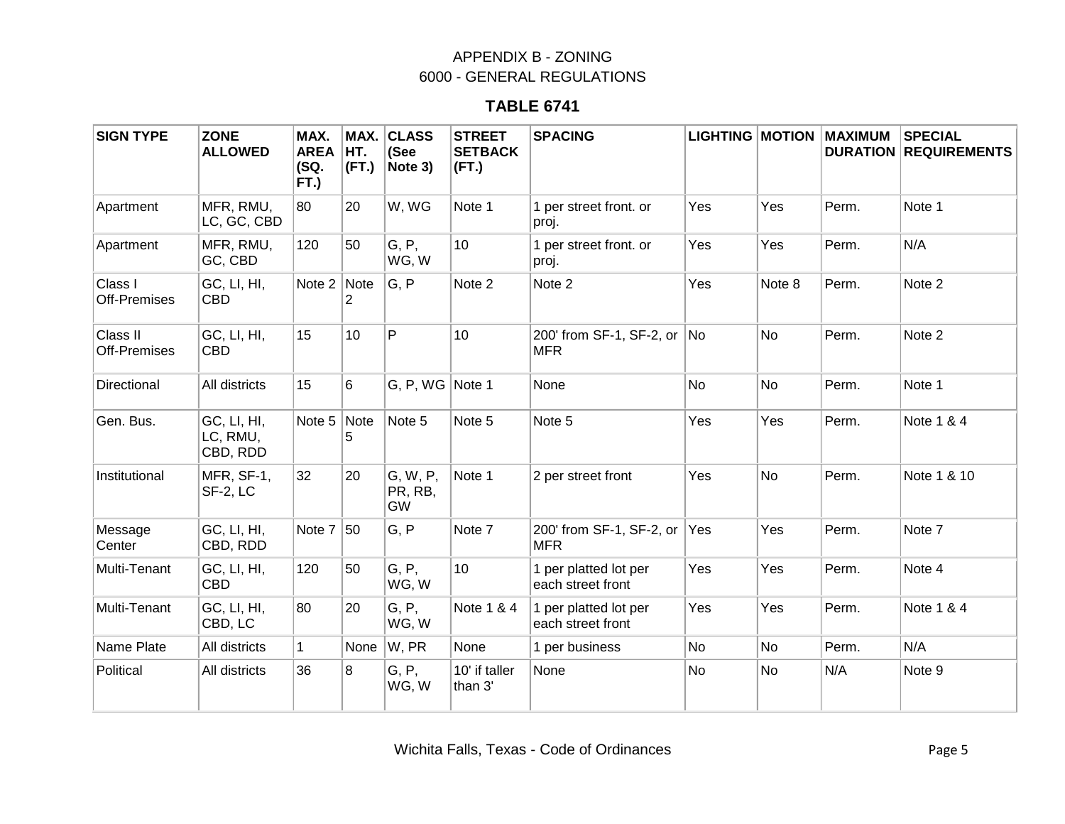APPENDIX B - ZONING
6000 - GENERAL REGULATIONS

## TABLE 6741

| SIGN TYPE | ZONE ALLOWED | MAX. AREA (SQ. FT.) | MAX. HT. (FT.) | CLASS (See Note 3) | STREET SETBACK (FT.) | SPACING | LIGHTING | MOTION | MAXIMUM DURATION | SPECIAL REQUIREMENTS |
|---|---|---|---|---|---|---|---|---|---|---|
| Apartment | MFR, RMU, LC, GC, CBD | 80 | 20 | W, WG | Note 1 | 1 per street front. or proj. | Yes | Yes | Perm. | Note 1 |
| Apartment | MFR, RMU, GC, CBD | 120 | 50 | G, P, WG, W | 10 | 1 per street front. or proj. | Yes | Yes | Perm. | N/A |
| Class I Off-Premises | GC, LI, HI, CBD | Note 2 | Note 2 | G, P | Note 2 | Note 2 | Yes | Note 8 | Perm. | Note 2 |
| Class II Off-Premises | GC, LI, HI, CBD | 15 | 10 | P | 10 | 200' from SF-1, SF-2, or MFR | No | No | Perm. | Note 2 |
| Directional | All districts | 15 | 6 | G, P, WG | Note 1 | None | No | No | Perm. | Note 1 |
| Gen. Bus. | GC, LI, HI, LC, RMU, CBD, RDD | Note 5 | Note 5 | Note 5 | Note 5 | Note 5 | Yes | Yes | Perm. | Note 1 & 4 |
| Institutional | MFR, SF-1, SF-2, LC | 32 | 20 | G, W, P, PR, RB, GW | Note 1 | 2 per street front | Yes | No | Perm. | Note 1 & 10 |
| Message Center | GC, LI, HI, CBD, RDD | Note 7 | 50 | G, P | Note 7 | 200' from SF-1, SF-2, or MFR | Yes | Yes | Perm. | Note 7 |
| Multi-Tenant | GC, LI, HI, CBD | 120 | 50 | G, P, WG, W | 10 | 1 per platted lot per each street front | Yes | Yes | Perm. | Note 4 |
| Multi-Tenant | GC, LI, HI, CBD, LC | 80 | 20 | G, P, WG, W | Note 1 & 4 | 1 per platted lot per each street front | Yes | Yes | Perm. | Note 1 & 4 |
| Name Plate | All districts | 1 | None | W, PR | None | 1 per business | No | No | Perm. | N/A |
| Political | All districts | 36 | 8 | G, P, WG, W | 10' if taller than 3' | None | No | No | N/A | Note 9 |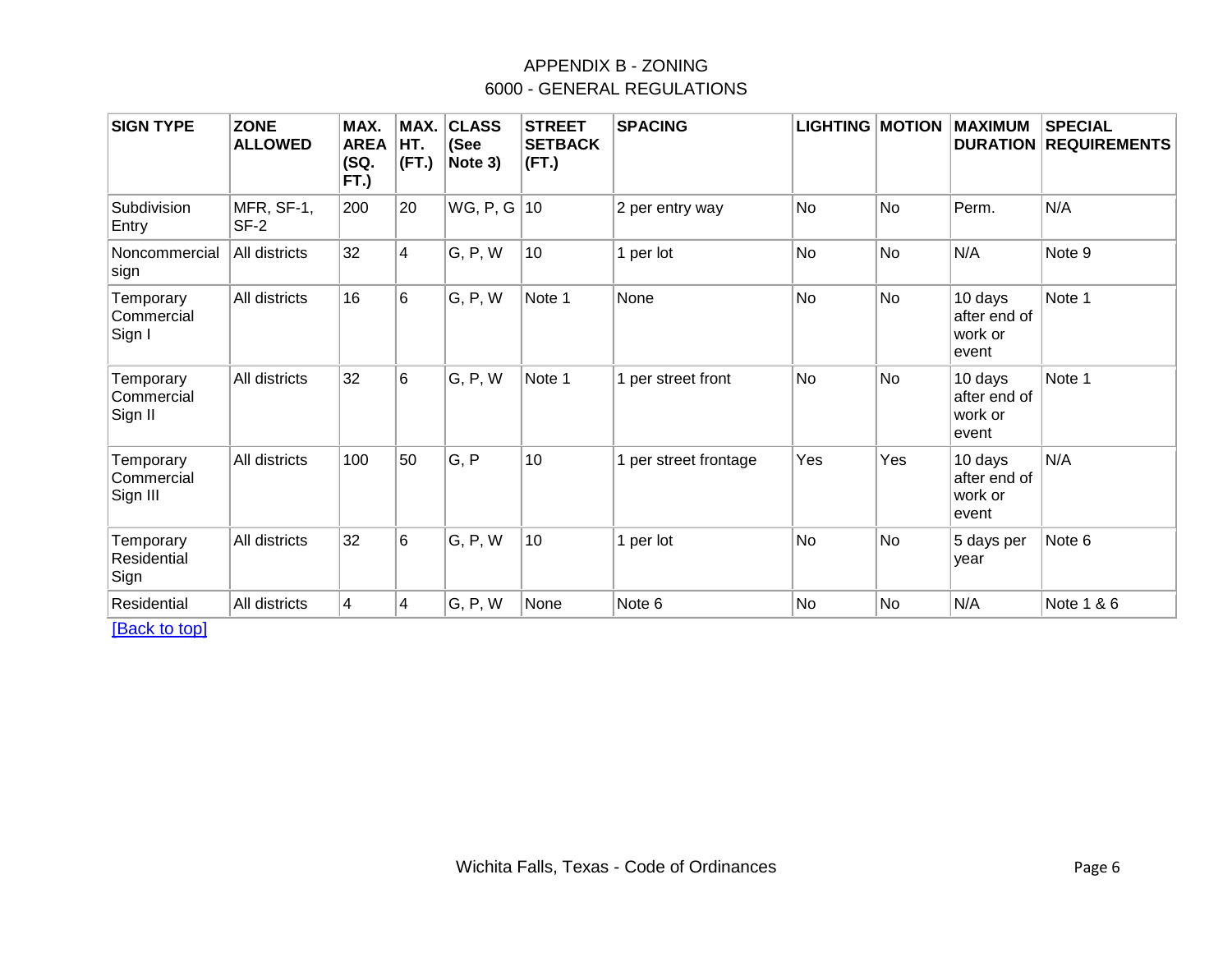APPENDIX B - ZONING
6000 - GENERAL REGULATIONS

| SIGN TYPE | ZONE ALLOWED | MAX. AREA (SQ. FT.) | MAX. HT. (FT.) | CLASS (See Note 3) | STREET SETBACK (FT.) | SPACING | LIGHTING | MOTION | MAXIMUM DURATION | SPECIAL REQUIREMENTS |
|---|---|---|---|---|---|---|---|---|---|---|
| Subdivision Entry | MFR, SF-1, SF-2 | 200 | 20 | WG, P, G | 10 | 2 per entry way | No | No | Perm. | N/A |
| Noncommercial sign | All districts | 32 | 4 | G, P, W | 10 | 1 per lot | No | No | N/A | Note 9 |
| Temporary Commercial Sign I | All districts | 16 | 6 | G, P, W | Note 1 | None | No | No | 10 days after end of work or event | Note 1 |
| Temporary Commercial Sign II | All districts | 32 | 6 | G, P, W | Note 1 | 1 per street front | No | No | 10 days after end of work or event | Note 1 |
| Temporary Commercial Sign III | All districts | 100 | 50 | G, P | 10 | 1 per street frontage | Yes | Yes | 10 days after end of work or event | N/A |
| Temporary Residential Sign | All districts | 32 | 6 | G, P, W | 10 | 1 per lot | No | No | 5 days per year | Note 6 |
| Residential | All districts | 4 | 4 | G, P, W | None | Note 6 | No | No | N/A | Note 1 & 6 |

[Back to top]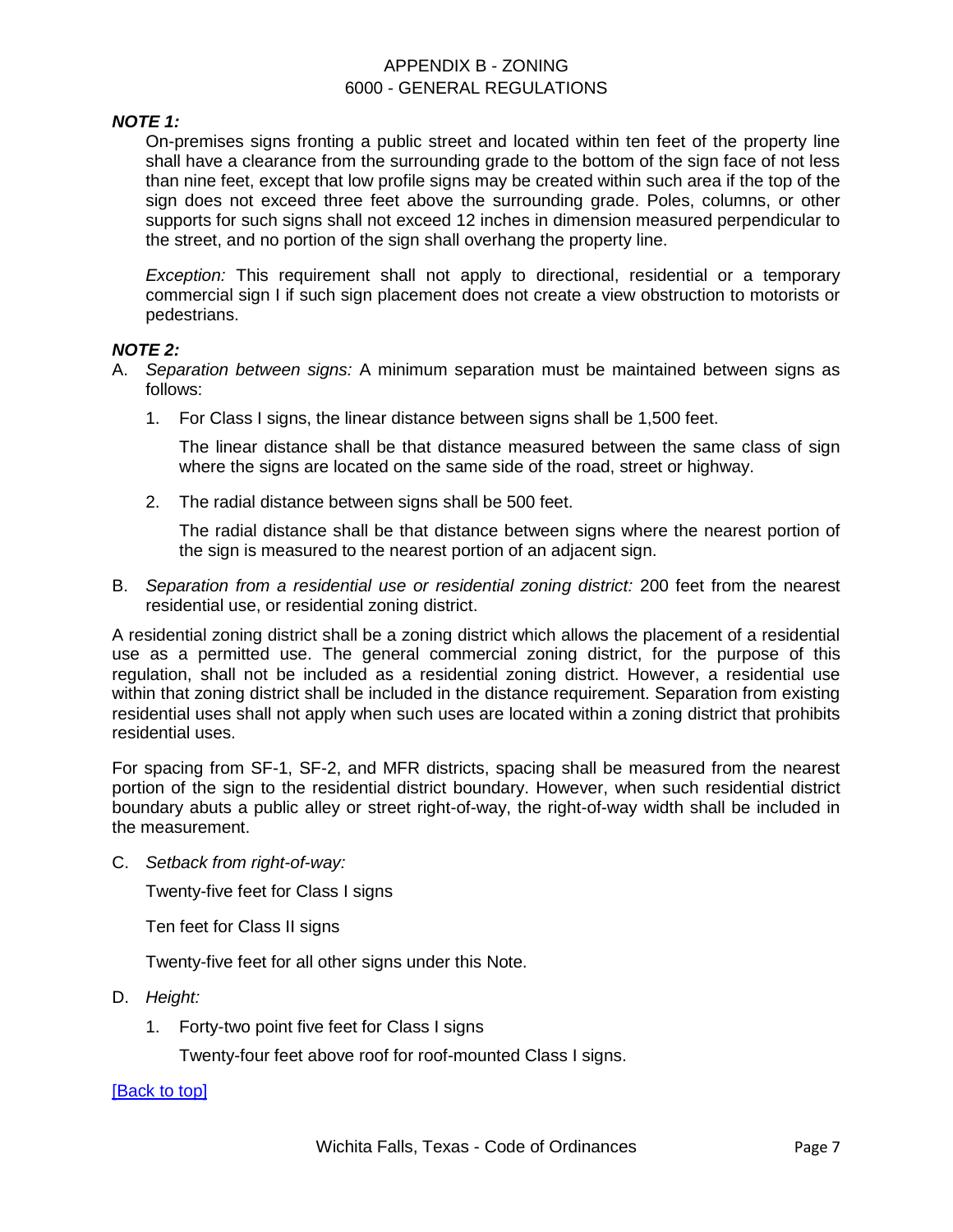***NOTE 1:***

On-premises signs fronting a public street and located within ten feet of the property line shall have a clearance from the surrounding grade to the bottom of the sign face of not less than nine feet, except that low profile signs may be created within such area if the top of the sign does not exceed three feet above the surrounding grade. Poles, columns, or other supports for such signs shall not exceed 12 inches in dimension measured perpendicular to the street, and no portion of the sign shall overhang the property line.

*Exception:* This requirement shall not apply to directional, residential or a temporary commercial sign I if such sign placement does not create a view obstruction to motorists or pedestrians.

***NOTE 2:***

A. *Separation between signs:* A minimum separation must be maintained between signs as follows:

1. For Class I signs, the linear distance between signs shall be 1,500 feet.

   The linear distance shall be that distance measured between the same class of sign where the signs are located on the same side of the road, street or highway.

2. The radial distance between signs shall be 500 feet.

   The radial distance shall be that distance between signs where the nearest portion of the sign is measured to the nearest portion of an adjacent sign.

B. *Separation from a residential use or residential zoning district:* 200 feet from the nearest residential use, or residential zoning district.

A residential zoning district shall be a zoning district which allows the placement of a residential use as a permitted use. The general commercial zoning district, for the purpose of this regulation, shall not be included as a residential zoning district. However, a residential use within that zoning district shall be included in the distance requirement. Separation from existing residential uses shall not apply when such uses are located within a zoning district that prohibits residential uses.

For spacing from SF-1, SF-2, and MFR districts, spacing shall be measured from the nearest portion of the sign to the residential district boundary. However, when such residential district boundary abuts a public alley or street right-of-way, the right-of-way width shall be included in the measurement.

C. *Setback from right-of-way:*

   Twenty-five feet for Class I signs

   Ten feet for Class II signs

   Twenty-five feet for all other signs under this Note.

D. *Height:*

1. Forty-two point five feet for Class I signs

   Twenty-four feet above roof for roof-mounted Class I signs.

[Back to top]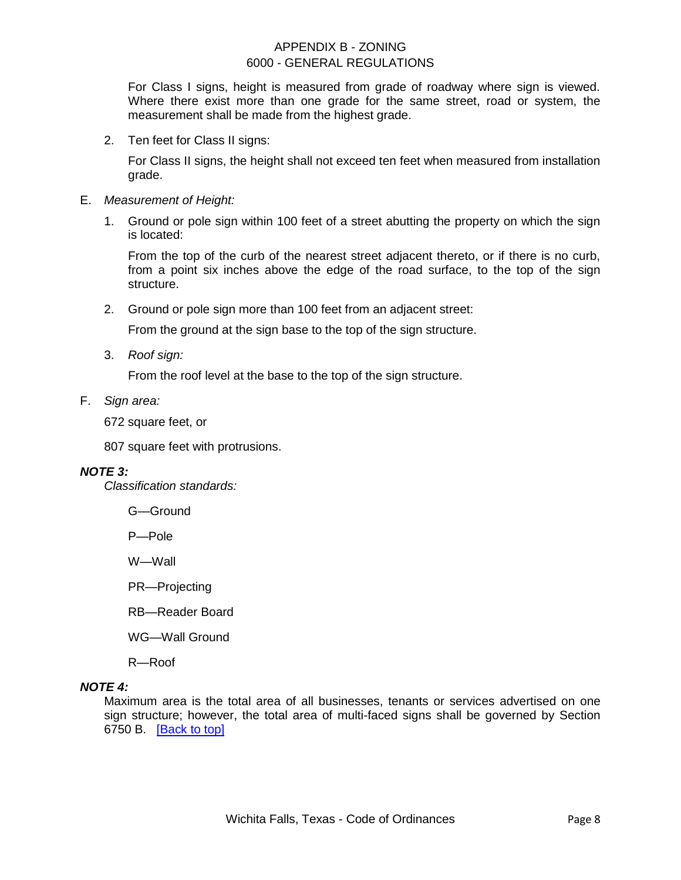For Class I signs, height is measured from grade of roadway where sign is viewed. Where there exist more than one grade for the same street, road or system, the measurement shall be made from the highest grade.

2. Ten feet for Class II signs:

   For Class II signs, the height shall not exceed ten feet when measured from installation grade.

E. *Measurement of Height:*

1. Ground or pole sign within 100 feet of a street abutting the property on which the sign is located:

   From the top of the curb of the nearest street adjacent thereto, or if there is no curb, from a point six inches above the edge of the road surface, to the top of the sign structure.

2. Ground or pole sign more than 100 feet from an adjacent street:

   From the ground at the sign base to the top of the sign structure.

3. *Roof sign:*

   From the roof level at the base to the top of the sign structure.

F. *Sign area:*

672 square feet, or

807 square feet with protrusions.

***NOTE 3:***

*Classification standards:*

G—Ground

P—Pole

W—Wall

PR—Projecting

RB—Reader Board

WG—Wall Ground

R—Roof

***NOTE 4:***

Maximum area is the total area of all businesses, tenants or services advertised on one sign structure; however, the total area of multi-faced signs shall be governed by Section 6750 B. [Back to top]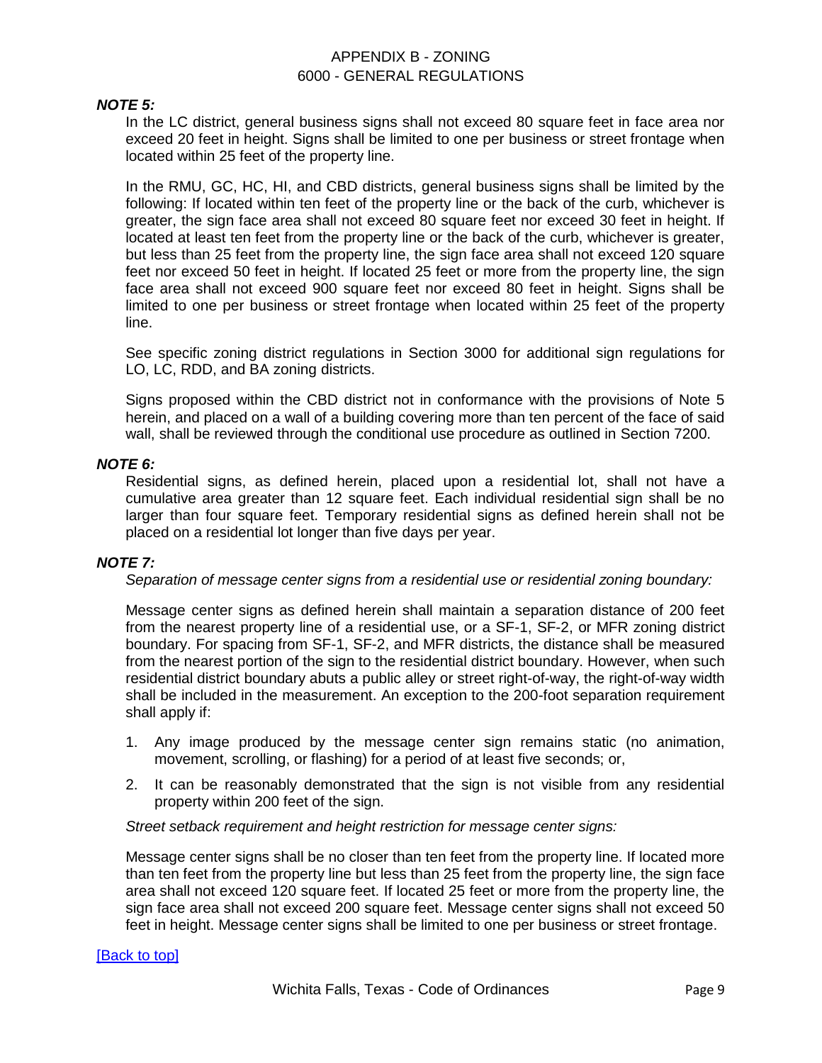***NOTE 5:***

In the LC district, general business signs shall not exceed 80 square feet in face area nor exceed 20 feet in height. Signs shall be limited to one per business or street frontage when located within 25 feet of the property line.

In the RMU, GC, HC, HI, and CBD districts, general business signs shall be limited by the following: If located within ten feet of the property line or the back of the curb, whichever is greater, the sign face area shall not exceed 80 square feet nor exceed 30 feet in height. If located at least ten feet from the property line or the back of the curb, whichever is greater, but less than 25 feet from the property line, the sign face area shall not exceed 120 square feet nor exceed 50 feet in height. If located 25 feet or more from the property line, the sign face area shall not exceed 900 square feet nor exceed 80 feet in height. Signs shall be limited to one per business or street frontage when located within 25 feet of the property line.

See specific zoning district regulations in Section 3000 for additional sign regulations for LO, LC, RDD, and BA zoning districts.

Signs proposed within the CBD district not in conformance with the provisions of Note 5 herein, and placed on a wall of a building covering more than ten percent of the face of said wall, shall be reviewed through the conditional use procedure as outlined in Section 7200.

***NOTE 6:***

Residential signs, as defined herein, placed upon a residential lot, shall not have a cumulative area greater than 12 square feet. Each individual residential sign shall be no larger than four square feet. Temporary residential signs as defined herein shall not be placed on a residential lot longer than five days per year.

***NOTE 7:***

*Separation of message center signs from a residential use or residential zoning boundary:*

Message center signs as defined herein shall maintain a separation distance of 200 feet from the nearest property line of a residential use, or a SF-1, SF-2, or MFR zoning district boundary. For spacing from SF-1, SF-2, and MFR districts, the distance shall be measured from the nearest portion of the sign to the residential district boundary. However, when such residential district boundary abuts a public alley or street right-of-way, the right-of-way width shall be included in the measurement. An exception to the 200-foot separation requirement shall apply if:

1. Any image produced by the message center sign remains static (no animation, movement, scrolling, or flashing) for a period of at least five seconds; or,
2. It can be reasonably demonstrated that the sign is not visible from any residential property within 200 feet of the sign.

*Street setback requirement and height restriction for message center signs:*

Message center signs shall be no closer than ten feet from the property line. If located more than ten feet from the property line but less than 25 feet from the property line, the sign face area shall not exceed 120 square feet. If located 25 feet or more from the property line, the sign face area shall not exceed 200 square feet. Message center signs shall not exceed 50 feet in height. Message center signs shall be limited to one per business or street frontage.

[Back to top]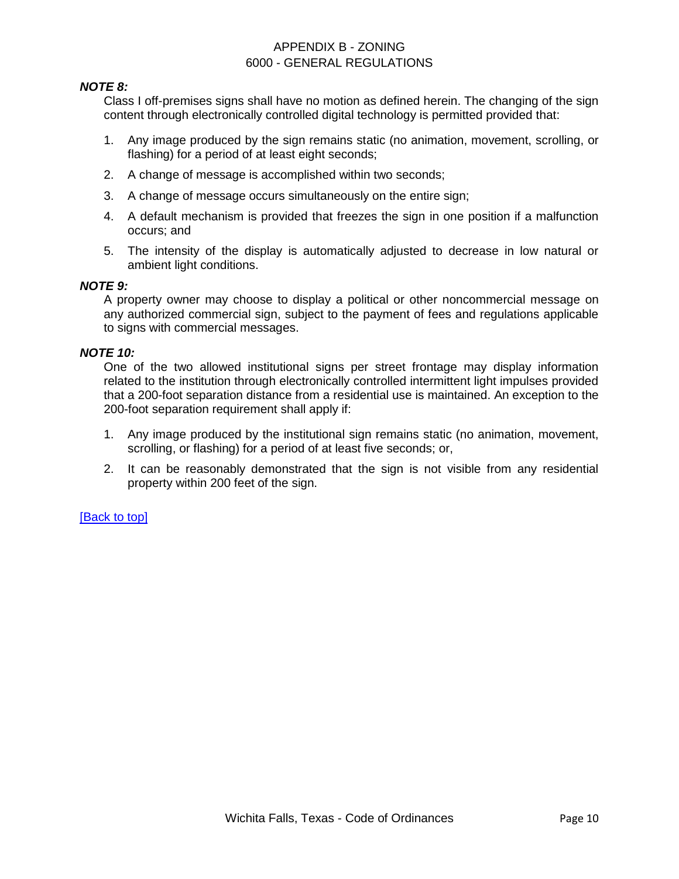***NOTE 8:***

Class I off-premises signs shall have no motion as defined herein. The changing of the sign content through electronically controlled digital technology is permitted provided that:

1. Any image produced by the sign remains static (no animation, movement, scrolling, or flashing) for a period of at least eight seconds;
2. A change of message is accomplished within two seconds;
3. A change of message occurs simultaneously on the entire sign;
4. A default mechanism is provided that freezes the sign in one position if a malfunction occurs; and
5. The intensity of the display is automatically adjusted to decrease in low natural or ambient light conditions.

***NOTE 9:***

A property owner may choose to display a political or other noncommercial message on any authorized commercial sign, subject to the payment of fees and regulations applicable to signs with commercial messages.

***NOTE 10:***

One of the two allowed institutional signs per street frontage may display information related to the institution through electronically controlled intermittent light impulses provided that a 200-foot separation distance from a residential use is maintained. An exception to the 200-foot separation requirement shall apply if:

1. Any image produced by the institutional sign remains static (no animation, movement, scrolling, or flashing) for a period of at least five seconds; or,
2. It can be reasonably demonstrated that the sign is not visible from any residential property within 200 feet of the sign.

[Back to top]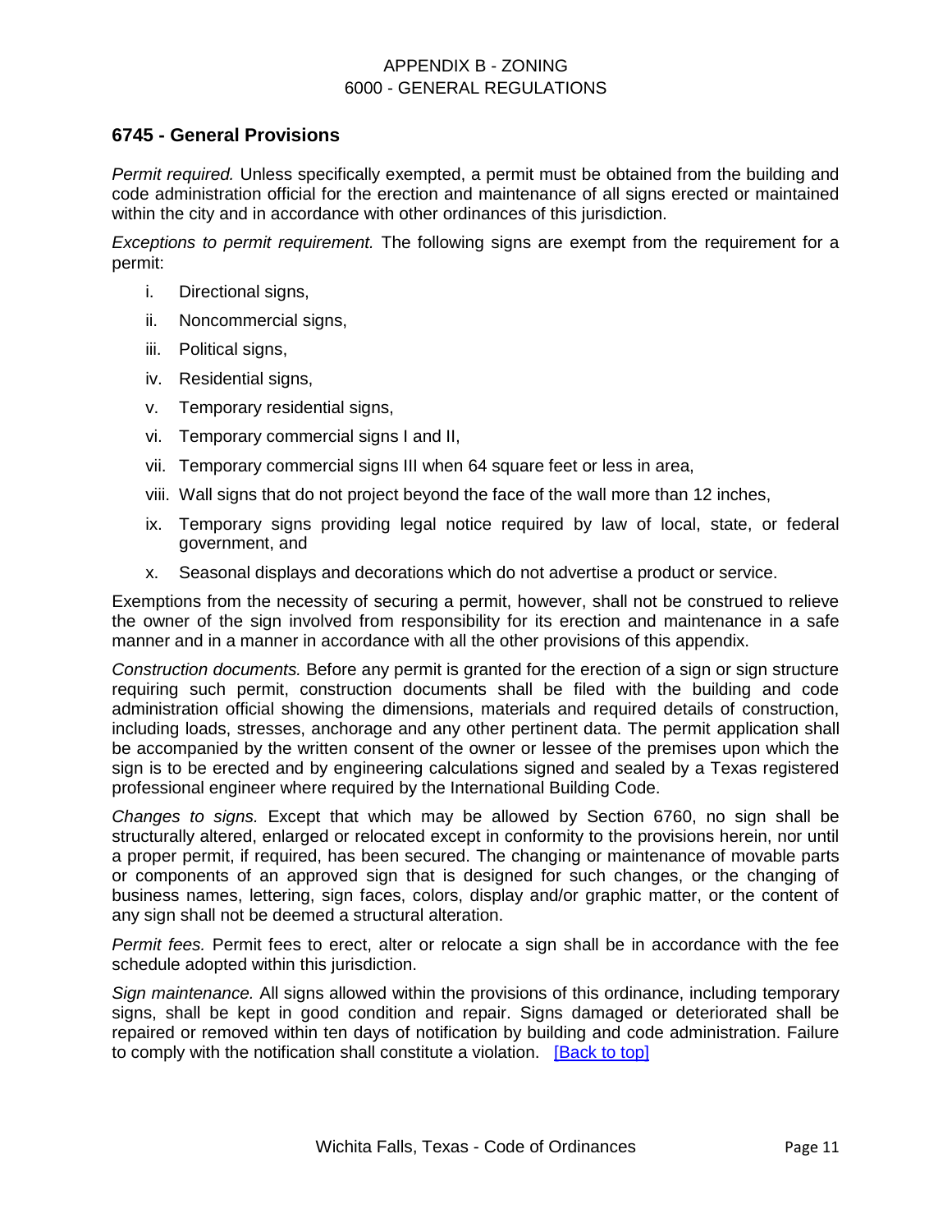## 6745 - General Provisions

*Permit required.* Unless specifically exempted, a permit must be obtained from the building and code administration official for the erection and maintenance of all signs erected or maintained within the city and in accordance with other ordinances of this jurisdiction.

*Exceptions to permit requirement.* The following signs are exempt from the requirement for a permit:

i. Directional signs,

ii. Noncommercial signs,

iii. Political signs,

iv. Residential signs,

v. Temporary residential signs,

vi. Temporary commercial signs I and II,

vii. Temporary commercial signs III when 64 square feet or less in area,

viii. Wall signs that do not project beyond the face of the wall more than 12 inches,

ix. Temporary signs providing legal notice required by law of local, state, or federal government, and

x. Seasonal displays and decorations which do not advertise a product or service.

Exemptions from the necessity of securing a permit, however, shall not be construed to relieve the owner of the sign involved from responsibility for its erection and maintenance in a safe manner and in a manner in accordance with all the other provisions of this appendix.

*Construction documents.* Before any permit is granted for the erection of a sign or sign structure requiring such permit, construction documents shall be filed with the building and code administration official showing the dimensions, materials and required details of construction, including loads, stresses, anchorage and any other pertinent data. The permit application shall be accompanied by the written consent of the owner or lessee of the premises upon which the sign is to be erected and by engineering calculations signed and sealed by a Texas registered professional engineer where required by the International Building Code.

*Changes to signs.* Except that which may be allowed by Section 6760, no sign shall be structurally altered, enlarged or relocated except in conformity to the provisions herein, nor until a proper permit, if required, has been secured. The changing or maintenance of movable parts or components of an approved sign that is designed for such changes, or the changing of business names, lettering, sign faces, colors, display and/or graphic matter, or the content of any sign shall not be deemed a structural alteration.

*Permit fees.* Permit fees to erect, alter or relocate a sign shall be in accordance with the fee schedule adopted within this jurisdiction.

*Sign maintenance.* All signs allowed within the provisions of this ordinance, including temporary signs, shall be kept in good condition and repair. Signs damaged or deteriorated shall be repaired or removed within ten days of notification by building and code administration. Failure to comply with the notification shall constitute a violation. [Back to top]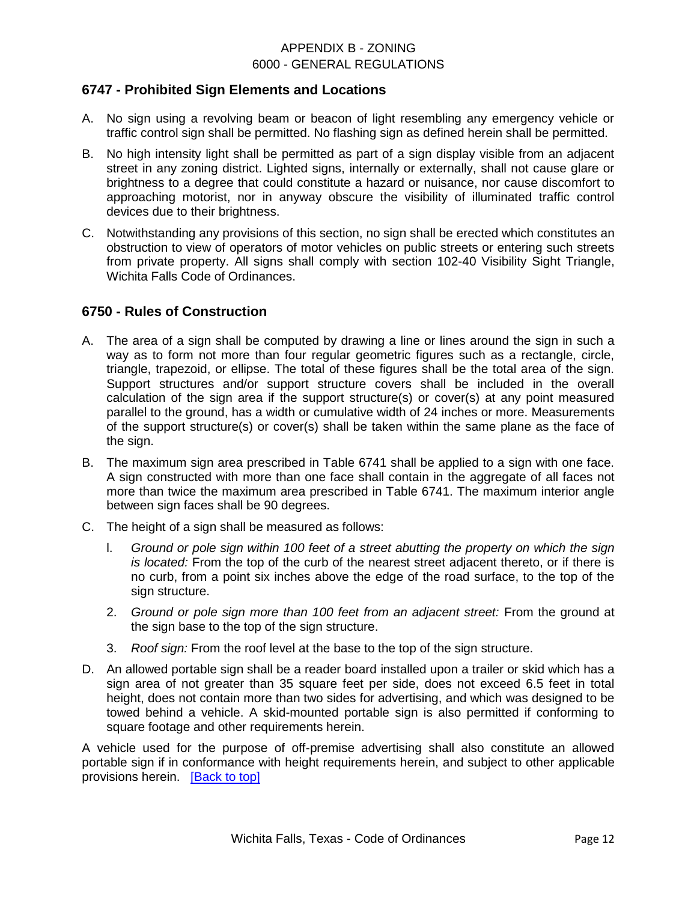## 6747 - Prohibited Sign Elements and Locations

A. No sign using a revolving beam or beacon of light resembling any emergency vehicle or traffic control sign shall be permitted. No flashing sign as defined herein shall be permitted.

B. No high intensity light shall be permitted as part of a sign display visible from an adjacent street in any zoning district. Lighted signs, internally or externally, shall not cause glare or brightness to a degree that could constitute a hazard or nuisance, nor cause discomfort to approaching motorist, nor in anyway obscure the visibility of illuminated traffic control devices due to their brightness.

C. Notwithstanding any provisions of this section, no sign shall be erected which constitutes an obstruction to view of operators of motor vehicles on public streets or entering such streets from private property. All signs shall comply with section 102-40 Visibility Sight Triangle, Wichita Falls Code of Ordinances.

## 6750 - Rules of Construction

A. The area of a sign shall be computed by drawing a line or lines around the sign in such a way as to form not more than four regular geometric figures such as a rectangle, circle, triangle, trapezoid, or ellipse. The total of these figures shall be the total area of the sign. Support structures and/or support structure covers shall be included in the overall calculation of the sign area if the support structure(s) or cover(s) at any point measured parallel to the ground, has a width or cumulative width of 24 inches or more. Measurements of the support structure(s) or cover(s) shall be taken within the same plane as the face of the sign.

B. The maximum sign area prescribed in Table 6741 shall be applied to a sign with one face. A sign constructed with more than one face shall contain in the aggregate of all faces not more than twice the maximum area prescribed in Table 6741. The maximum interior angle between sign faces shall be 90 degrees.

C. The height of a sign shall be measured as follows:

   l. *Ground or pole sign within 100 feet of a street abutting the property on which the sign is located:* From the top of the curb of the nearest street adjacent thereto, or if there is no curb, from a point six inches above the edge of the road surface, to the top of the sign structure.

   2. *Ground or pole sign more than 100 feet from an adjacent street:* From the ground at the sign base to the top of the sign structure.

   3. *Roof sign:* From the roof level at the base to the top of the sign structure.

D. An allowed portable sign shall be a reader board installed upon a trailer or skid which has a sign area of not greater than 35 square feet per side, does not exceed 6.5 feet in total height, does not contain more than two sides for advertising, and which was designed to be towed behind a vehicle. A skid-mounted portable sign is also permitted if conforming to square footage and other requirements herein.

A vehicle used for the purpose of off-premise advertising shall also constitute an allowed portable sign if in conformance with height requirements herein, and subject to other applicable provisions herein. [Back to top]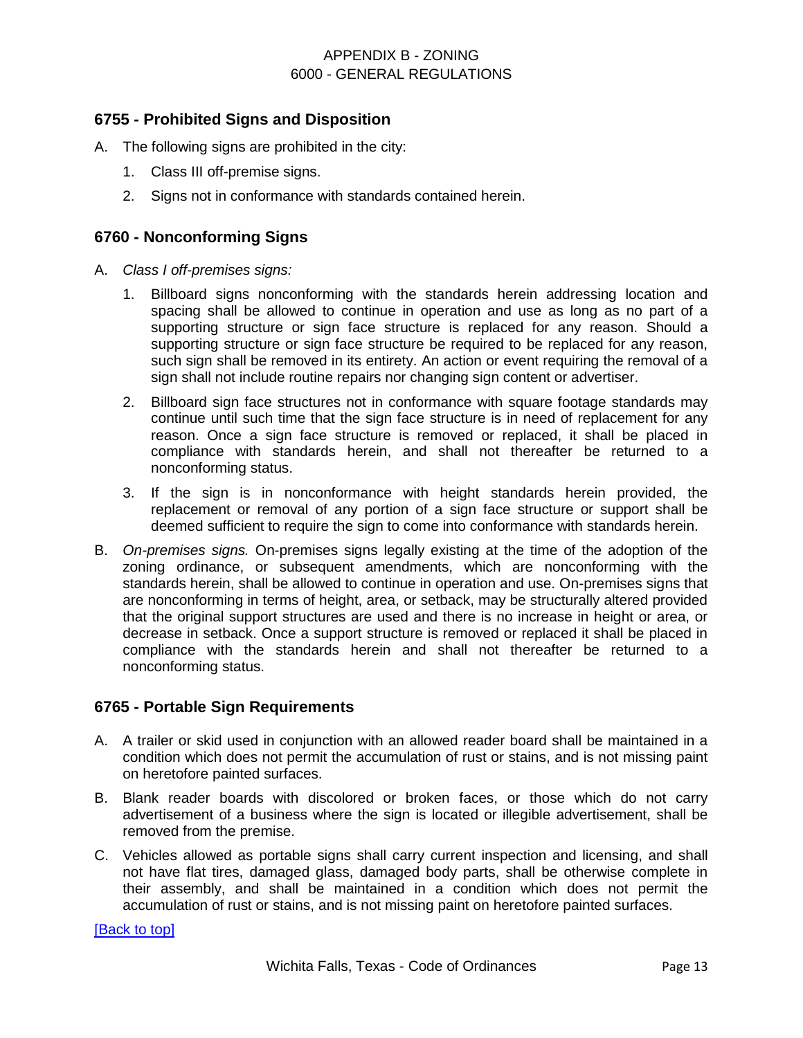## 6755 - Prohibited Signs and Disposition

A. The following signs are prohibited in the city:

1. Class III off-premise signs.
2. Signs not in conformance with standards contained herein.

## 6760 - Nonconforming Signs

A. *Class I off-premises signs:*

1. Billboard signs nonconforming with the standards herein addressing location and spacing shall be allowed to continue in operation and use as long as no part of a supporting structure or sign face structure is replaced for any reason. Should a supporting structure or sign face structure be required to be replaced for any reason, such sign shall be removed in its entirety. An action or event requiring the removal of a sign shall not include routine repairs nor changing sign content or advertiser.
2. Billboard sign face structures not in conformance with square footage standards may continue until such time that the sign face structure is in need of replacement for any reason. Once a sign face structure is removed or replaced, it shall be placed in compliance with standards herein, and shall not thereafter be returned to a nonconforming status.
3. If the sign is in nonconformance with height standards herein provided, the replacement or removal of any portion of a sign face structure or support shall be deemed sufficient to require the sign to come into conformance with standards herein.

B. *On-premises signs.* On-premises signs legally existing at the time of the adoption of the zoning ordinance, or subsequent amendments, which are nonconforming with the standards herein, shall be allowed to continue in operation and use. On-premises signs that are nonconforming in terms of height, area, or setback, may be structurally altered provided that the original support structures are used and there is no increase in height or area, or decrease in setback. Once a support structure is removed or replaced it shall be placed in compliance with the standards herein and shall not thereafter be returned to a nonconforming status.

## 6765 - Portable Sign Requirements

A. A trailer or skid used in conjunction with an allowed reader board shall be maintained in a condition which does not permit the accumulation of rust or stains, and is not missing paint on heretofore painted surfaces.

B. Blank reader boards with discolored or broken faces, or those which do not carry advertisement of a business where the sign is located or illegible advertisement, shall be removed from the premise.

C. Vehicles allowed as portable signs shall carry current inspection and licensing, and shall not have flat tires, damaged glass, damaged body parts, shall be otherwise complete in their assembly, and shall be maintained in a condition which does not permit the accumulation of rust or stains, and is not missing paint on heretofore painted surfaces.

[Back to top]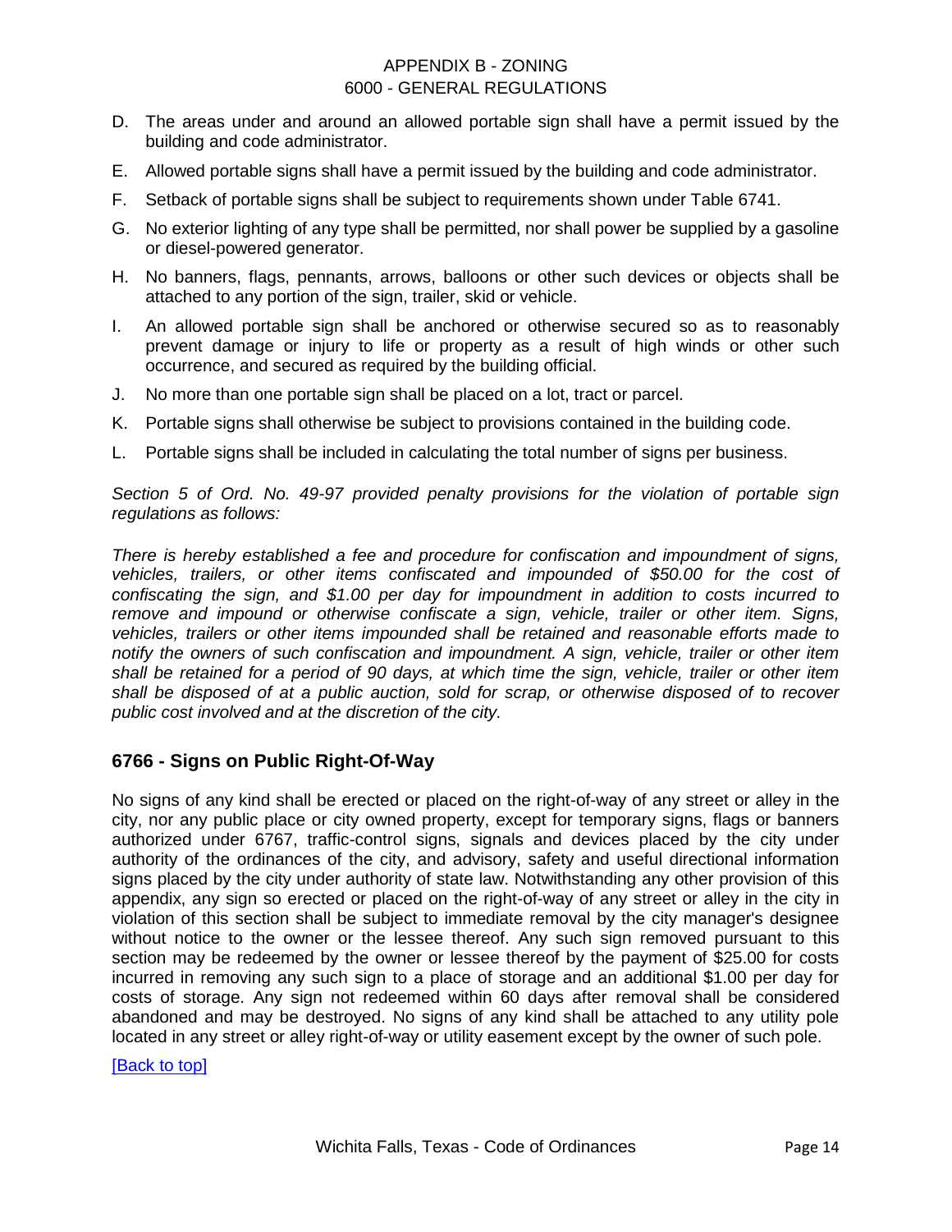D. The areas under and around an allowed portable sign shall have a permit issued by the building and code administrator.

E. Allowed portable signs shall have a permit issued by the building and code administrator.

F. Setback of portable signs shall be subject to requirements shown under Table 6741.

G. No exterior lighting of any type shall be permitted, nor shall power be supplied by a gasoline or diesel-powered generator.

H. No banners, flags, pennants, arrows, balloons or other such devices or objects shall be attached to any portion of the sign, trailer, skid or vehicle.

I. An allowed portable sign shall be anchored or otherwise secured so as to reasonably prevent damage or injury to life or property as a result of high winds or other such occurrence, and secured as required by the building official.

J. No more than one portable sign shall be placed on a lot, tract or parcel.

K. Portable signs shall otherwise be subject to provisions contained in the building code.

L. Portable signs shall be included in calculating the total number of signs per business.

*Section 5 of Ord. No. 49-97 provided penalty provisions for the violation of portable sign regulations as follows:*

*There is hereby established a fee and procedure for confiscation and impoundment of signs, vehicles, trailers, or other items confiscated and impounded of $50.00 for the cost of confiscating the sign, and $1.00 per day for impoundment in addition to costs incurred to remove and impound or otherwise confiscate a sign, vehicle, trailer or other item. Signs, vehicles, trailers or other items impounded shall be retained and reasonable efforts made to notify the owners of such confiscation and impoundment. A sign, vehicle, trailer or other item shall be retained for a period of 90 days, at which time the sign, vehicle, trailer or other item shall be disposed of at a public auction, sold for scrap, or otherwise disposed of to recover public cost involved and at the discretion of the city.*

## 6766 - Signs on Public Right-Of-Way

No signs of any kind shall be erected or placed on the right-of-way of any street or alley in the city, nor any public place or city owned property, except for temporary signs, flags or banners authorized under 6767, traffic-control signs, signals and devices placed by the city under authority of the ordinances of the city, and advisory, safety and useful directional information signs placed by the city under authority of state law. Notwithstanding any other provision of this appendix, any sign so erected or placed on the right-of-way of any street or alley in the city in violation of this section shall be subject to immediate removal by the city manager's designee without notice to the owner or the lessee thereof. Any such sign removed pursuant to this section may be redeemed by the owner or lessee thereof by the payment of $25.00 for costs incurred in removing any such sign to a place of storage and an additional $1.00 per day for costs of storage. Any sign not redeemed within 60 days after removal shall be considered abandoned and may be destroyed. No signs of any kind shall be attached to any utility pole located in any street or alley right-of-way or utility easement except by the owner of such pole.

[Back to top]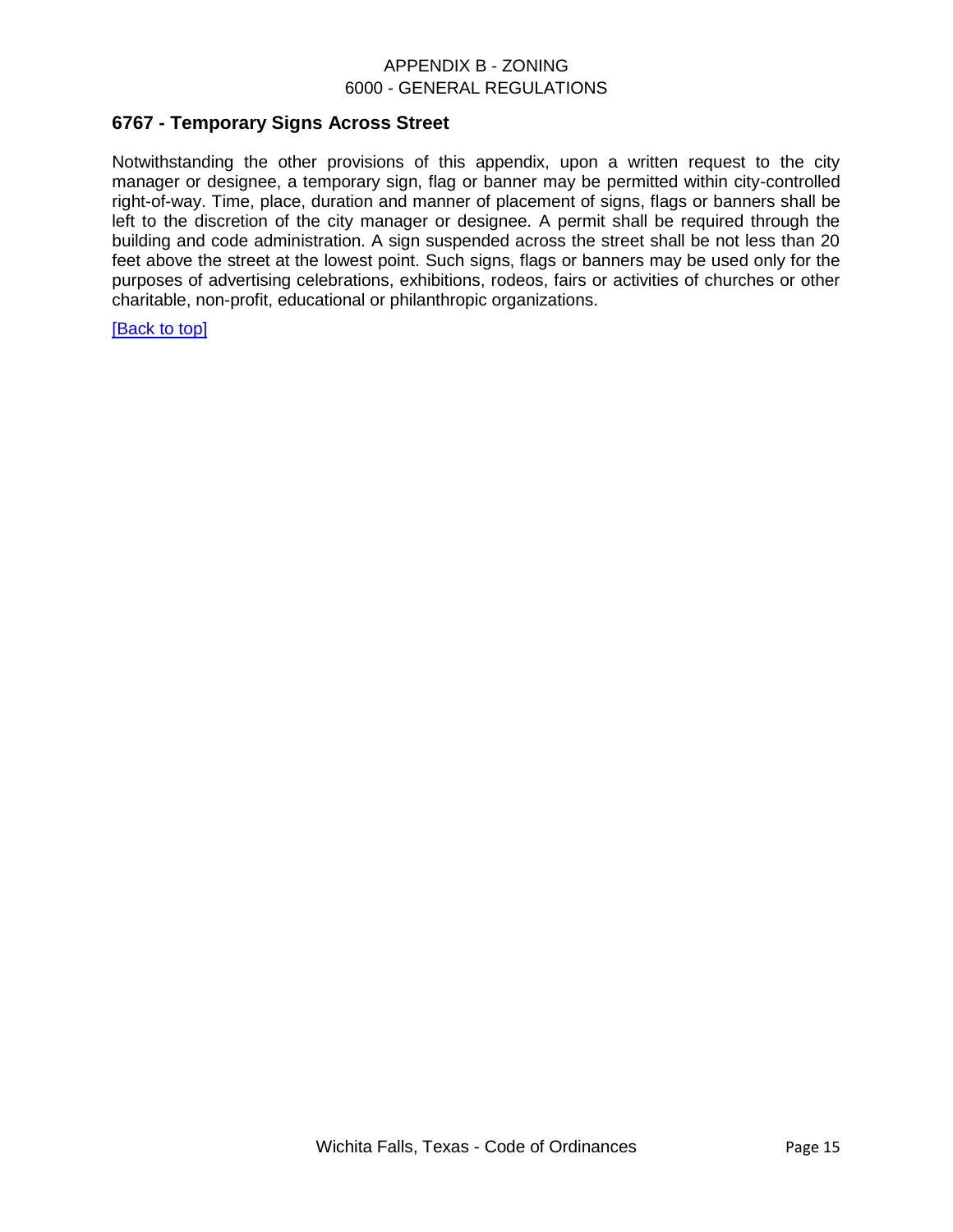## 6767 - Temporary Signs Across Street

Notwithstanding the other provisions of this appendix, upon a written request to the city manager or designee, a temporary sign, flag or banner may be permitted within city-controlled right-of-way. Time, place, duration and manner of placement of signs, flags or banners shall be left to the discretion of the city manager or designee. A permit shall be required through the building and code administration. A sign suspended across the street shall be not less than 20 feet above the street at the lowest point. Such signs, flags or banners may be used only for the purposes of advertising celebrations, exhibitions, rodeos, fairs or activities of churches or other charitable, non-profit, educational or philanthropic organizations.

[Back to top]